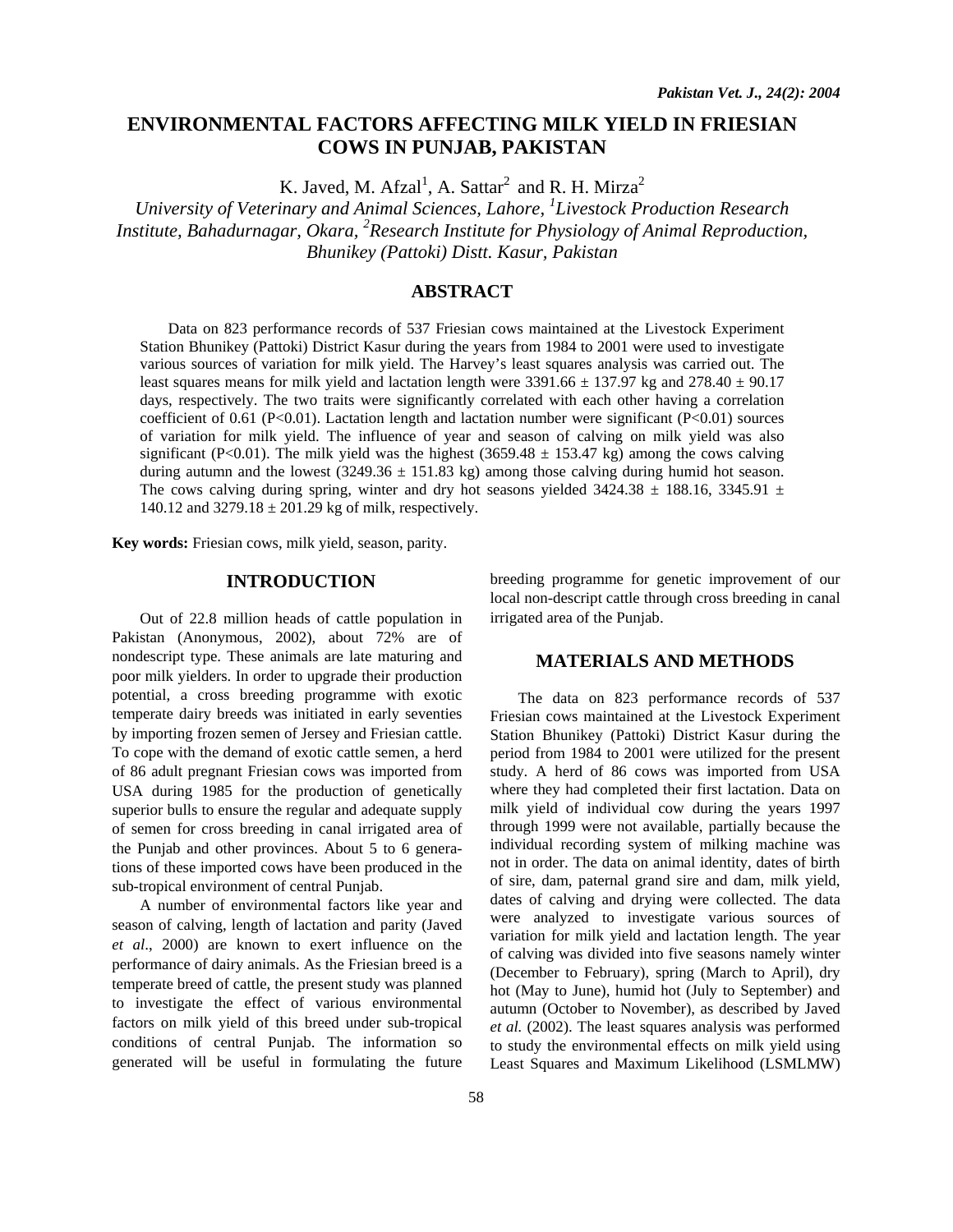# ENVIRONMENTAL FACTORS AFFECTING MILK YIELD IN FRIESIAN COWS IN PUNJAB, PAKISTAN

K. Javed, M. Afzal[1], A. Sattar[2] and R. H. Mirza[2]

*University of Veterinary and Animal Sciences, Lahore, [1]Livestock Production Research Institute, Bahadurnagar, Okara, [2]Research Institute for Physiology of Animal Reproduction, Bhunikey (Pattoki) Distt. Kasur, Pakistan*

## ABSTRACT

Data on 823 performance records of 537 Friesian cows maintained at the Livestock Experiment Station Bhunikey (Pattoki) District Kasur during the years from 1984 to 2001 were used to investigate various sources of variation for milk yield. The Harvey's least squares analysis was carried out. The least squares means for milk yield and lactation length were 3391.66 ± 137.97 kg and 278.40 ± 90.17 days, respectively. The two traits were significantly correlated with each other having a correlation coefficient of 0.61 ($P<0.01$). Lactation length and lactation number were significant ($P<0.01$) sources of variation for milk yield. The influence of year and season of calving on milk yield was also significant ($P<0.01$). The milk yield was the highest (3659.48 ± 153.47 kg) among the cows calving during autumn and the lowest (3249.36 ± 151.83 kg) among those calving during humid hot season. The cows calving during spring, winter and dry hot seasons yielded 3424.38 ± 188.16, 3345.91 ± 140.12 and 3279.18 ± 201.29 kg of milk, respectively.

**Key words:** Friesian cows, milk yield, season, parity.

## INTRODUCTION

Out of 22.8 million heads of cattle population in Pakistan (Anonymous, 2002), about 72% are of nondescript type. These animals are late maturing and poor milk yielders. In order to upgrade their production potential, a cross breeding programme with exotic temperate dairy breeds was initiated in early seventies by importing frozen semen of Jersey and Friesian cattle. To cope with the demand of exotic cattle semen, a herd of 86 adult pregnant Friesian cows was imported from USA during 1985 for the production of genetically superior bulls to ensure the regular and adequate supply of semen for cross breeding in canal irrigated area of the Punjab and other provinces. About 5 to 6 generations of these imported cows have been produced in the sub-tropical environment of central Punjab.

A number of environmental factors like year and season of calving, length of lactation and parity (Javed *et al*., 2000) are known to exert influence on the performance of dairy animals. As the Friesian breed is a temperate breed of cattle, the present study was planned to investigate the effect of various environmental factors on milk yield of this breed under sub-tropical conditions of central Punjab. The information so generated will be useful in formulating the future breeding programme for genetic improvement of our local non-descript cattle through cross breeding in canal irrigated area of the Punjab.

## MATERIALS AND METHODS

The data on 823 performance records of 537 Friesian cows maintained at the Livestock Experiment Station Bhunikey (Pattoki) District Kasur during the period from 1984 to 2001 were utilized for the present study. A herd of 86 cows was imported from USA where they had completed their first lactation. Data on milk yield of individual cow during the years 1997 through 1999 were not available, partially because the individual recording system of milking machine was not in order. The data on animal identity, dates of birth of sire, dam, paternal grand sire and dam, milk yield, dates of calving and drying were collected. The data were analyzed to investigate various sources of variation for milk yield and lactation length. The year of calving was divided into five seasons namely winter (December to February), spring (March to April), dry hot (May to June), humid hot (July to September) and autumn (October to November), as described by Javed *et al.* (2002). The least squares analysis was performed to study the environmental effects on milk yield using Least Squares and Maximum Likelihood (LSMLMW)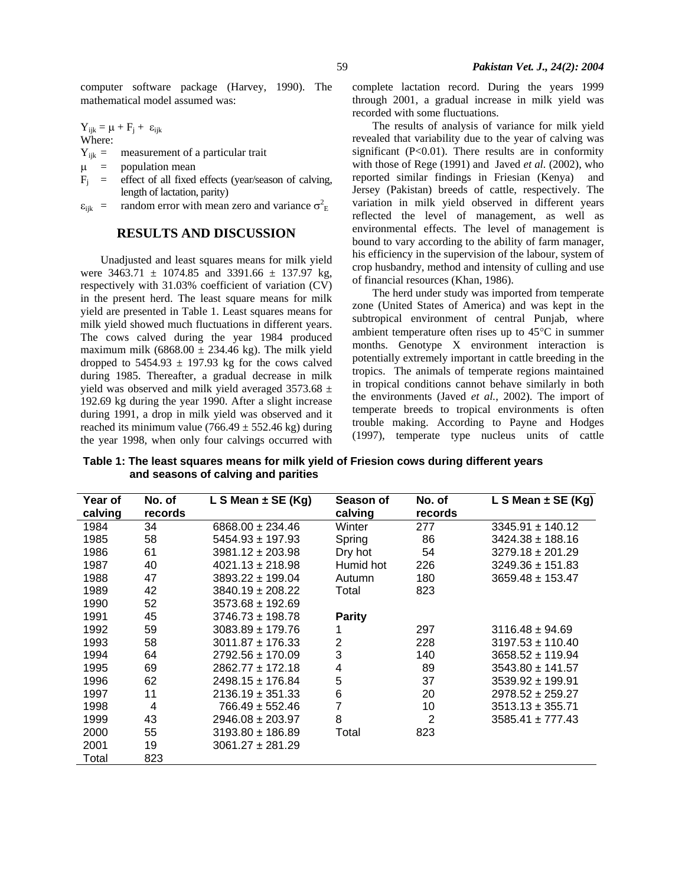computer software package (Harvey, 1990). The mathematical model assumed was:

$$Y_{ijk} = \mu + F_j + \varepsilon_{ijk}$$

Where:

- $Y_{ijk}$ = measurement of a particular trait
- $\mu$ = population mean
- $F_j$ = effect of all fixed effects (year/season of calving, length of lactation, parity)
- $\varepsilon_{ijk}$ = random error with mean zero and variance $\sigma^2_E$

## RESULTS AND DISCUSSION

Unadjusted and least squares means for milk yield were 3463.71 ± 1074.85 and 3391.66 ± 137.97 kg, respectively with 31.03% coefficient of variation (CV) in the present herd. The least square means for milk yield are presented in Table 1. Least squares means for milk yield showed much fluctuations in different years. The cows calved during the year 1984 produced maximum milk (6868.00 ± 234.46 kg). The milk yield dropped to 5454.93 ± 197.93 kg for the cows calved during 1985. Thereafter, a gradual decrease in milk yield was observed and milk yield averaged 3573.68 ± 192.69 kg during the year 1990. After a slight increase during 1991, a drop in milk yield was observed and it reached its minimum value (766.49 ± 552.46 kg) during the year 1998, when only four calvings occurred with complete lactation record. During the years 1999 through 2001, a gradual increase in milk yield was recorded with some fluctuations.

The results of analysis of variance for milk yield revealed that variability due to the year of calving was significant ($P<0.01$). There results are in conformity with those of Rege (1991) and Javed *et al.* (2002), who reported similar findings in Friesian (Kenya) and Jersey (Pakistan) breeds of cattle, respectively. The variation in milk yield observed in different years reflected the level of management, as well as environmental effects. The level of management is bound to vary according to the ability of farm manager, his efficiency in the supervision of the labour, system of crop husbandry, method and intensity of culling and use of financial resources (Khan, 1986).

The herd under study was imported from temperate zone (United States of America) and was kept in the subtropical environment of central Punjab, where ambient temperature often rises up to 45°C in summer months. Genotype X environment interaction is potentially extremely important in cattle breeding in the tropics. The animals of temperate regions maintained in tropical conditions cannot behave similarly in both the environments (Javed *et al.*, 2002). The import of temperate breeds to tropical environments is often trouble making. According to Payne and Hodges (1997), temperate type nucleus units of cattle

**Table 1: The least squares means for milk yield of Friesion cows during different years and seasons of calving and parities**

| Year of calving | No. of records | L S Mean ± SE (Kg) | Season of calving | No. of records | L S Mean ± SE (Kg) |
|---|---|---|---|---|---|
| 1984 | 34 | 6868.00 ± 234.46 | Winter | 277 | 3345.91 ± 140.12 |
| 1985 | 58 | 5454.93 ± 197.93 | Spring | 86 | 3424.38 ± 188.16 |
| 1986 | 61 | 3981.12 ± 203.98 | Dry hot | 54 | 3279.18 ± 201.29 |
| 1987 | 40 | 4021.13 ± 218.98 | Humid hot | 226 | 3249.36 ± 151.83 |
| 1988 | 47 | 3893.22 ± 199.04 | Autumn | 180 | 3659.48 ± 153.47 |
| 1989 | 42 | 3840.19 ± 208.22 | Total | 823 | |
| 1990 | 52 | 3573.68 ± 192.69 | | | |
| 1991 | 45 | 3746.73 ± 198.78 | **Parity** | | |
| 1992 | 59 | 3083.89 ± 179.76 | 1 | 297 | 3116.48 ± 94.69 |
| 1993 | 58 | 3011.87 ± 176.33 | 2 | 228 | 3197.53 ± 110.40 |
| 1994 | 64 | 2792.56 ± 170.09 | 3 | 140 | 3658.52 ± 119.94 |
| 1995 | 69 | 2862.77 ± 172.18 | 4 | 89 | 3543.80 ± 141.57 |
| 1996 | 62 | 2498.15 ± 176.84 | 5 | 37 | 3539.92 ± 199.91 |
| 1997 | 11 | 2136.19 ± 351.33 | 6 | 20 | 2978.52 ± 259.27 |
| 1998 | 4 | 766.49 ± 552.46 | 7 | 10 | 3513.13 ± 355.71 |
| 1999 | 43 | 2946.08 ± 203.97 | 8 | 2 | 3585.41 ± 777.43 |
| 2000 | 55 | 3193.80 ± 186.89 | Total | 823 | |
| 2001 | 19 | 3061.27 ± 281.29 | | | |
| Total | 823 | | | | |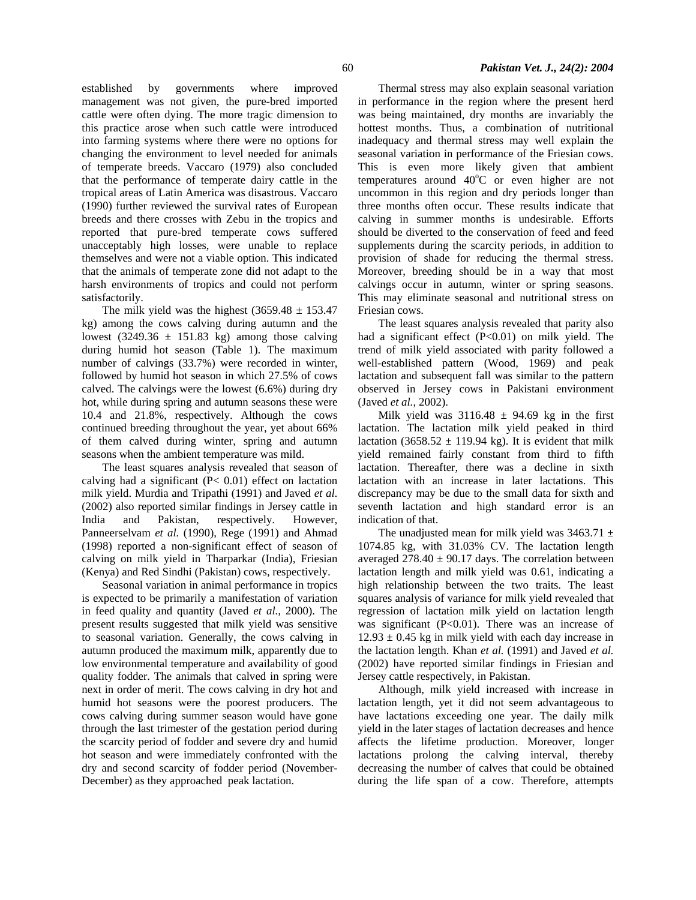established by governments where improved management was not given, the pure-bred imported cattle were often dying. The more tragic dimension to this practice arose when such cattle were introduced into farming systems where there were no options for changing the environment to level needed for animals of temperate breeds. Vaccaro (1979) also concluded that the performance of temperate dairy cattle in the tropical areas of Latin America was disastrous. Vaccaro (1990) further reviewed the survival rates of European breeds and there crosses with Zebu in the tropics and reported that pure-bred temperate cows suffered unacceptably high losses, were unable to replace themselves and were not a viable option. This indicated that the animals of temperate zone did not adapt to the harsh environments of tropics and could not perform satisfactorily.

The milk yield was the highest (3659.48 ± 153.47 kg) among the cows calving during autumn and the lowest (3249.36 ± 151.83 kg) among those calving during humid hot season (Table 1). The maximum number of calvings (33.7%) were recorded in winter, followed by humid hot season in which 27.5% of cows calved. The calvings were the lowest (6.6%) during dry hot, while during spring and autumn seasons these were 10.4 and 21.8%, respectively. Although the cows continued breeding throughout the year, yet about 66% of them calved during winter, spring and autumn seasons when the ambient temperature was mild.

The least squares analysis revealed that season of calving had a significant ($P < 0.01$) effect on lactation milk yield. Murdia and Tripathi (1991) and Javed *et al.* (2002) also reported similar findings in Jersey cattle in India and Pakistan, respectively. However, Panneerselvam *et al.* (1990), Rege (1991) and Ahmad (1998) reported a non-significant effect of season of calving on milk yield in Tharparkar (India), Friesian (Kenya) and Red Sindhi (Pakistan) cows, respectively.

Seasonal variation in animal performance in tropics is expected to be primarily a manifestation of variation in feed quality and quantity (Javed *et al.*, 2000). The present results suggested that milk yield was sensitive to seasonal variation. Generally, the cows calving in autumn produced the maximum milk, apparently due to low environmental temperature and availability of good quality fodder. The animals that calved in spring were next in order of merit. The cows calving in dry hot and humid hot seasons were the poorest producers. The cows calving during summer season would have gone through the last trimester of the gestation period during the scarcity period of fodder and severe dry and humid hot season and were immediately confronted with the dry and second scarcity of fodder period (November-December) as they approached peak lactation.

Thermal stress may also explain seasonal variation in performance in the region where the present herd was being maintained, dry months are invariably the hottest months. Thus, a combination of nutritional inadequacy and thermal stress may well explain the seasonal variation in performance of the Friesian cows. This is even more likely given that ambient temperatures around 40°C or even higher are not uncommon in this region and dry periods longer than three months often occur. These results indicate that calving in summer months is undesirable. Efforts should be diverted to the conservation of feed and feed supplements during the scarcity periods, in addition to provision of shade for reducing the thermal stress. Moreover, breeding should be in a way that most calvings occur in autumn, winter or spring seasons. This may eliminate seasonal and nutritional stress on Friesian cows.

The least squares analysis revealed that parity also had a significant effect ($P<0.01$) on milk yield. The trend of milk yield associated with parity followed a well-established pattern (Wood, 1969) and peak lactation and subsequent fall was similar to the pattern observed in Jersey cows in Pakistani environment (Javed *et al.*, 2002).

Milk yield was 3116.48 ± 94.69 kg in the first lactation. The lactation milk yield peaked in third lactation (3658.52 ± 119.94 kg). It is evident that milk yield remained fairly constant from third to fifth lactation. Thereafter, there was a decline in sixth lactation with an increase in later lactations. This discrepancy may be due to the small data for sixth and seventh lactation and high standard error is an indication of that.

The unadjusted mean for milk yield was 3463.71 ± 1074.85 kg, with 31.03% CV. The lactation length averaged 278.40 ± 90.17 days. The correlation between lactation length and milk yield was 0.61, indicating a high relationship between the two traits. The least squares analysis of variance for milk yield revealed that regression of lactation milk yield on lactation length was significant ($P<0.01$). There was an increase of 12.93 ± 0.45 kg in milk yield with each day increase in the lactation length. Khan *et al.* (1991) and Javed *et al.* (2002) have reported similar findings in Friesian and Jersey cattle respectively, in Pakistan.

Although, milk yield increased with increase in lactation length, yet it did not seem advantageous to have lactations exceeding one year. The daily milk yield in the later stages of lactation decreases and hence affects the lifetime production. Moreover, longer lactations prolong the calving interval, thereby decreasing the number of calves that could be obtained during the life span of a cow. Therefore, attempts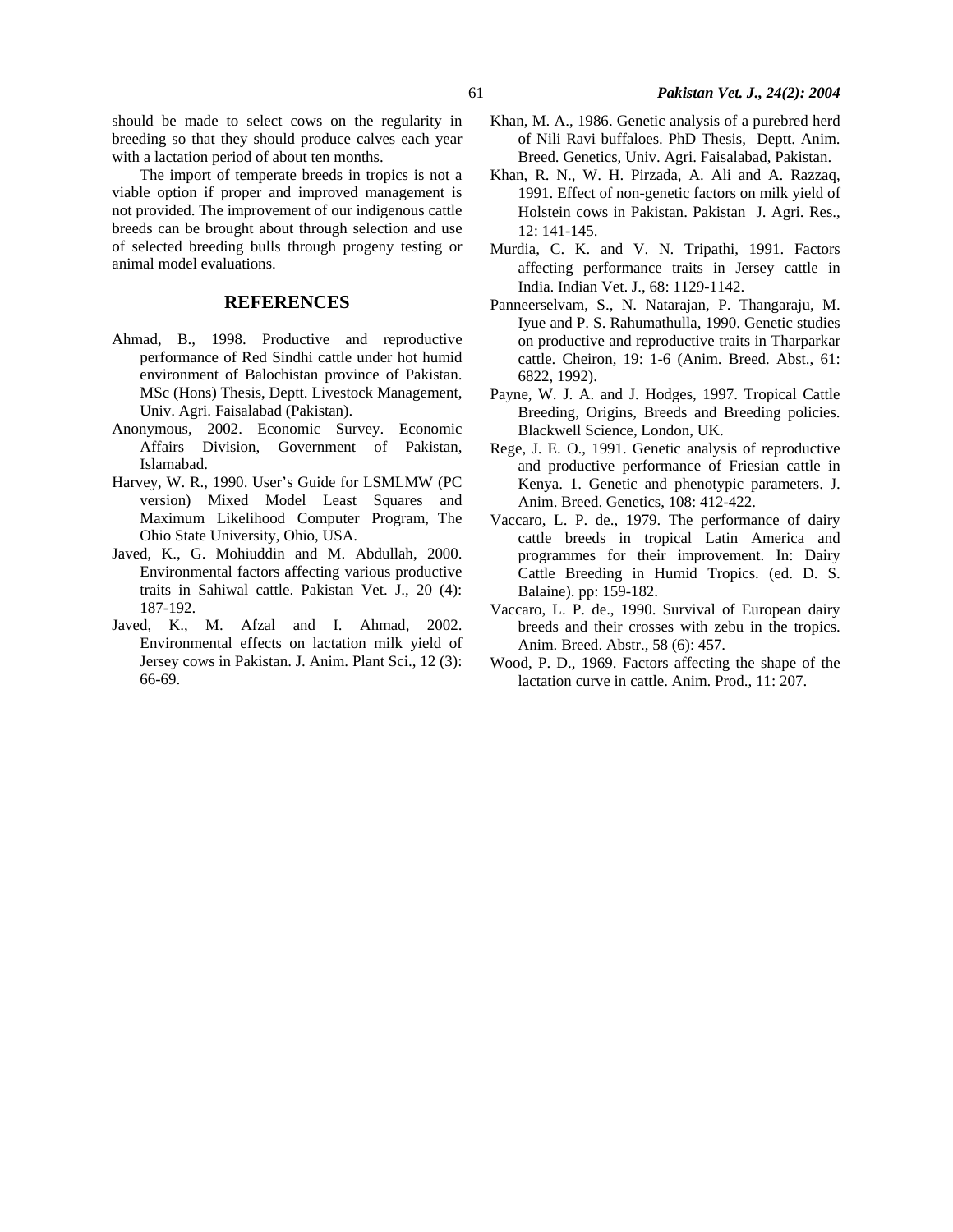should be made to select cows on the regularity in breeding so that they should produce calves each year with a lactation period of about ten months.

The import of temperate breeds in tropics is not a viable option if proper and improved management is not provided. The improvement of our indigenous cattle breeds can be brought about through selection and use of selected breeding bulls through progeny testing or animal model evaluations.

## REFERENCES

Ahmad, B., 1998. Productive and reproductive performance of Red Sindhi cattle under hot humid environment of Balochistan province of Pakistan. MSc (Hons) Thesis, Deptt. Livestock Management, Univ. Agri. Faisalabad (Pakistan).

Anonymous, 2002. Economic Survey. Economic Affairs Division, Government of Pakistan, Islamabad.

Harvey, W. R., 1990. User's Guide for LSMLMW (PC version) Mixed Model Least Squares and Maximum Likelihood Computer Program, The Ohio State University, Ohio, USA.

Javed, K., G. Mohiuddin and M. Abdullah, 2000. Environmental factors affecting various productive traits in Sahiwal cattle. Pakistan Vet. J., 20 (4): 187-192.

Javed, K., M. Afzal and I. Ahmad, 2002. Environmental effects on lactation milk yield of Jersey cows in Pakistan. J. Anim. Plant Sci., 12 (3): 66-69.

Khan, M. A., 1986. Genetic analysis of a purebred herd of Nili Ravi buffaloes. PhD Thesis, Deptt. Anim. Breed. Genetics, Univ. Agri. Faisalabad, Pakistan.

Khan, R. N., W. H. Pirzada, A. Ali and A. Razzaq, 1991. Effect of non-genetic factors on milk yield of Holstein cows in Pakistan. Pakistan J. Agri. Res., 12: 141-145.

Murdia, C. K. and V. N. Tripathi, 1991. Factors affecting performance traits in Jersey cattle in India. Indian Vet. J., 68: 1129-1142.

Panneerselvam, S., N. Natarajan, P. Thangaraju, M. Iyue and P. S. Rahumathulla, 1990. Genetic studies on productive and reproductive traits in Tharparkar cattle. Cheiron, 19: 1-6 (Anim. Breed. Abst., 61: 6822, 1992).

Payne, W. J. A. and J. Hodges, 1997. Tropical Cattle Breeding, Origins, Breeds and Breeding policies. Blackwell Science, London, UK.

Rege, J. E. O., 1991. Genetic analysis of reproductive and productive performance of Friesian cattle in Kenya. 1. Genetic and phenotypic parameters. J. Anim. Breed. Genetics, 108: 412-422.

Vaccaro, L. P. de., 1979. The performance of dairy cattle breeds in tropical Latin America and programmes for their improvement. In: Dairy Cattle Breeding in Humid Tropics. (ed. D. S. Balaine). pp: 159-182.

Vaccaro, L. P. de., 1990. Survival of European dairy breeds and their crosses with zebu in the tropics. Anim. Breed. Abstr., 58 (6): 457.

Wood, P. D., 1969. Factors affecting the shape of the lactation curve in cattle. Anim. Prod., 11: 207.